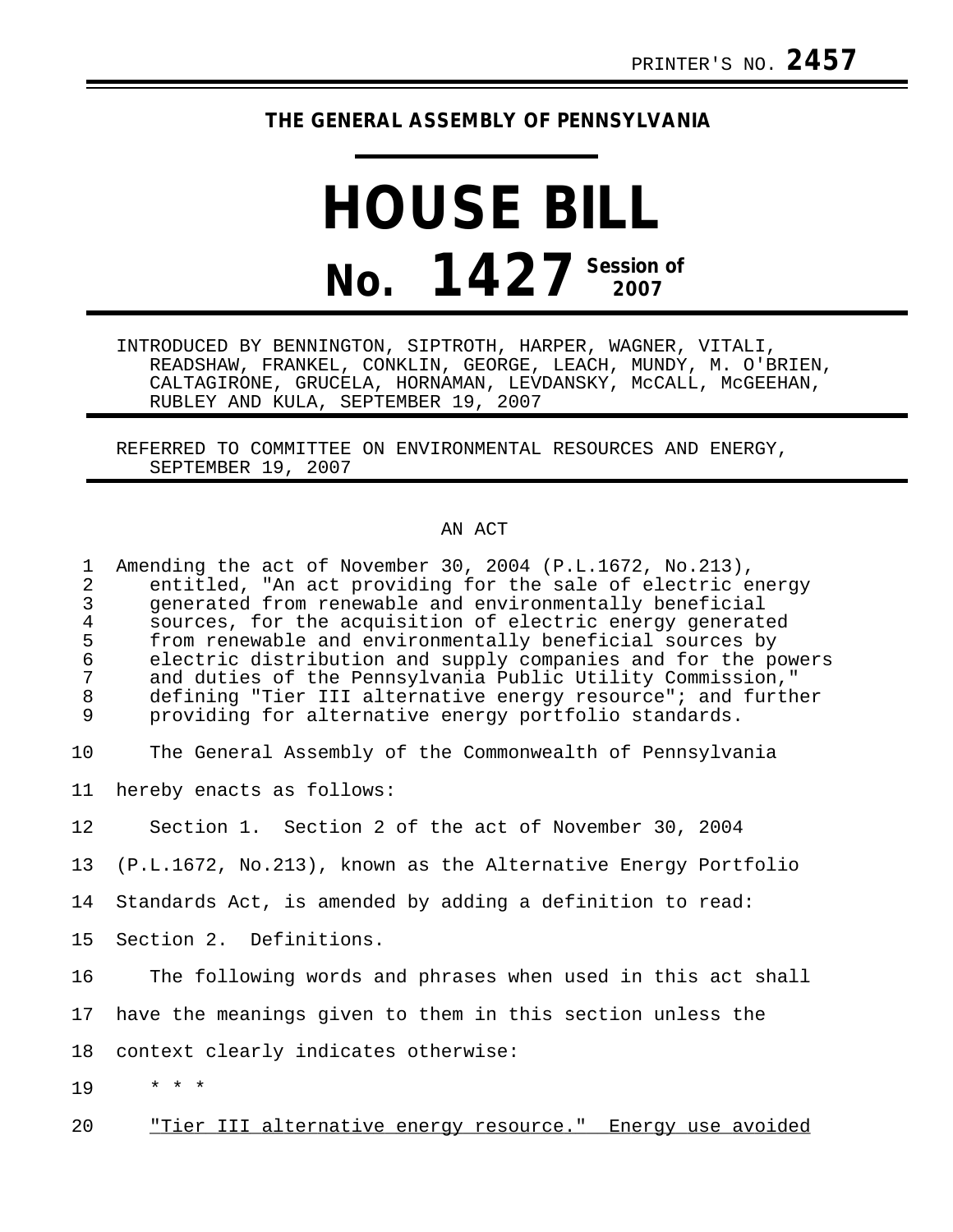PRINTER'S NO. **2457**

**THE GENERAL ASSEMBLY OF PENNSYLVANIA**

# HOUSE BILL

# No. 1427 Session of 2007

INTRODUCED BY BENNINGTON, SIPTROTH, HARPER, WAGNER, VITALI, READSHAW, FRANKEL, CONKLIN, GEORGE, LEACH, MUNDY, M. O'BRIEN, CALTAGIRONE, GRUCELA, HORNAMAN, LEVDANSKY, McCALL, McGEEHAN, RUBLEY AND KULA, SEPTEMBER 19, 2007

REFERRED TO COMMITTEE ON ENVIRONMENTAL RESOURCES AND ENERGY, SEPTEMBER 19, 2007

AN ACT

Amending the act of November 30, 2004 (P.L.1672, No.213), entitled, "An act providing for the sale of electric energy generated from renewable and environmentally beneficial sources, for the acquisition of electric energy generated from renewable and environmentally beneficial sources by electric distribution and supply companies and for the powers and duties of the Pennsylvania Public Utility Commission," defining "Tier III alternative energy resource"; and further providing for alternative energy portfolio standards.

The General Assembly of the Commonwealth of Pennsylvania hereby enacts as follows:

Section 1. Section 2 of the act of November 30, 2004 (P.L.1672, No.213), known as the Alternative Energy Portfolio Standards Act, is amended by adding a definition to read:

Section 2. Definitions.

The following words and phrases when used in this act shall have the meanings given to them in this section unless the context clearly indicates otherwise:

* * *

<u>"Tier III alternative energy resource." Energy use avoided</u>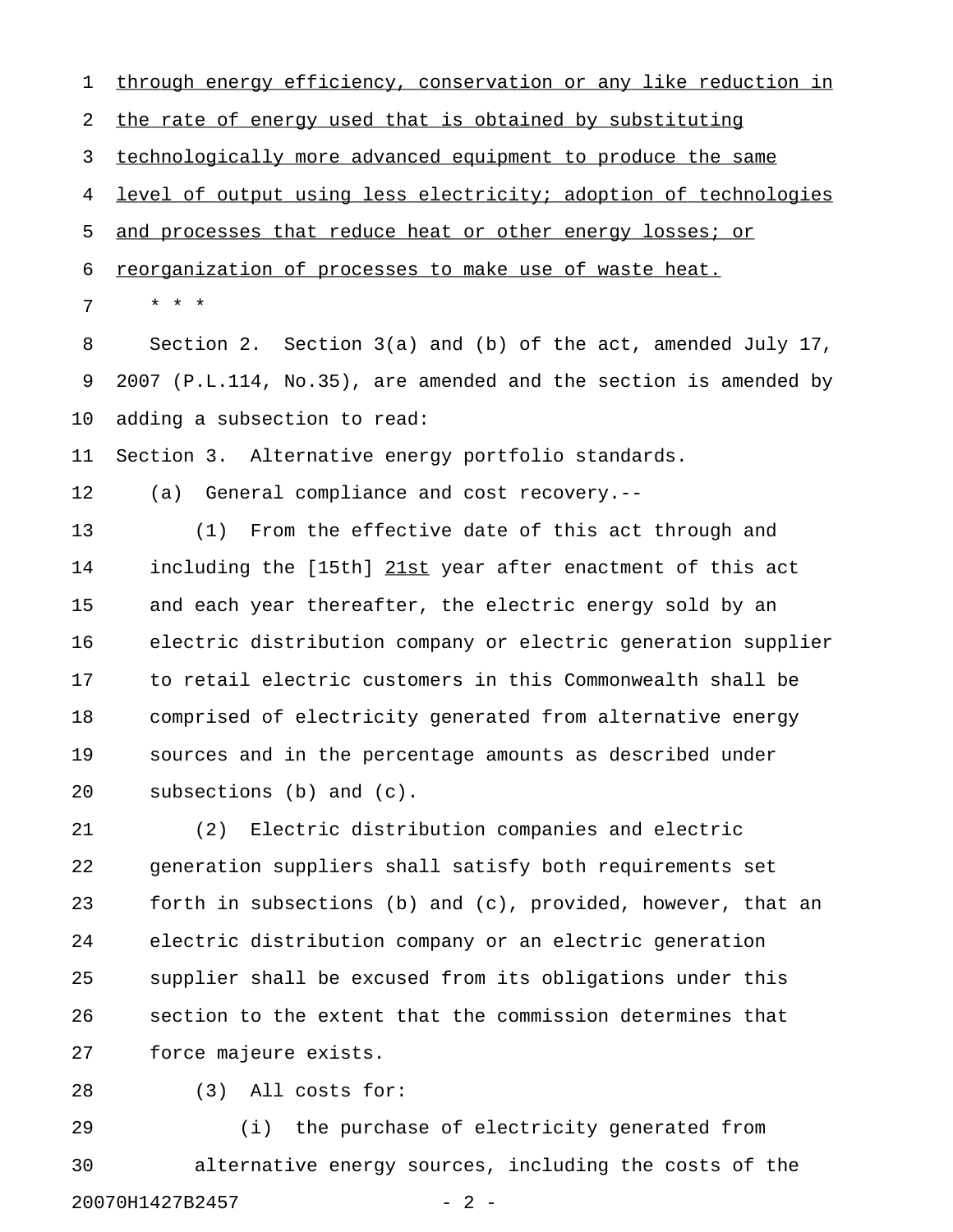through energy efficiency, conservation or any like reduction in the rate of energy used that is obtained by substituting technologically more advanced equipment to produce the same level of output using less electricity; adoption of technologies and processes that reduce heat or other energy losses; or reorganization of processes to make use of waste heat.

* * *

Section 2. Section 3(a) and (b) of the act, amended July 17, 2007 (P.L.114, No.35), are amended and the section is amended by adding a subsection to read:

Section 3. Alternative energy portfolio standards.

(a) General compliance and cost recovery.--

(1) From the effective date of this act through and including the [15th] 21st year after enactment of this act and each year thereafter, the electric energy sold by an electric distribution company or electric generation supplier to retail electric customers in this Commonwealth shall be comprised of electricity generated from alternative energy sources and in the percentage amounts as described under subsections (b) and (c).

(2) Electric distribution companies and electric generation suppliers shall satisfy both requirements set forth in subsections (b) and (c), provided, however, that an electric distribution company or an electric generation supplier shall be excused from its obligations under this section to the extent that the commission determines that force majeure exists.

(3) All costs for:

(i) the purchase of electricity generated from alternative energy sources, including the costs of the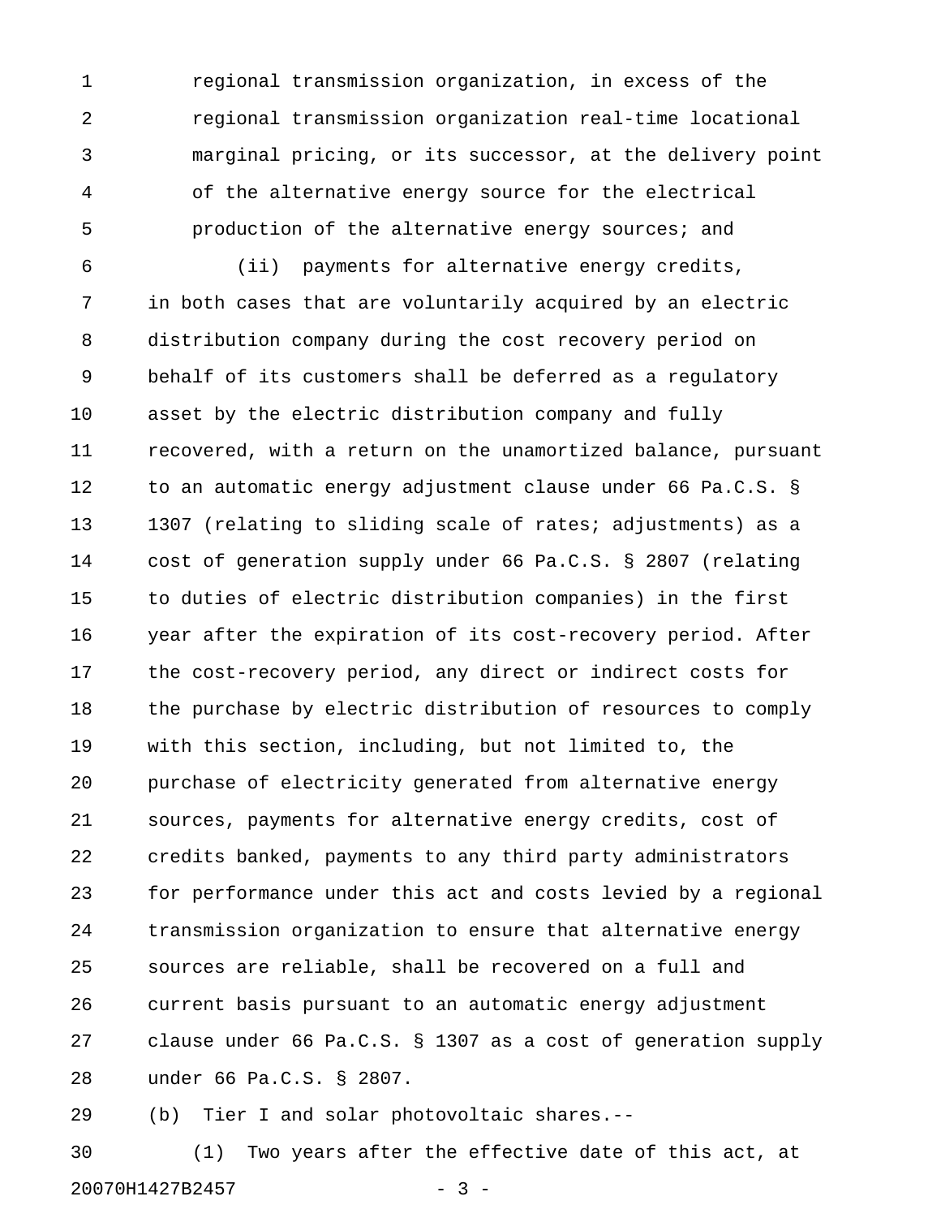regional transmission organization, in excess of the regional transmission organization real-time locational marginal pricing, or its successor, at the delivery point of the alternative energy source for the electrical production of the alternative energy sources; and

(ii) payments for alternative energy credits,

in both cases that are voluntarily acquired by an electric distribution company during the cost recovery period on behalf of its customers shall be deferred as a regulatory asset by the electric distribution company and fully recovered, with a return on the unamortized balance, pursuant to an automatic energy adjustment clause under 66 Pa.C.S. § 1307 (relating to sliding scale of rates; adjustments) as a cost of generation supply under 66 Pa.C.S. § 2807 (relating to duties of electric distribution companies) in the first year after the expiration of its cost-recovery period. After the cost-recovery period, any direct or indirect costs for the purchase by electric distribution of resources to comply with this section, including, but not limited to, the purchase of electricity generated from alternative energy sources, payments for alternative energy credits, cost of credits banked, payments to any third party administrators for performance under this act and costs levied by a regional transmission organization to ensure that alternative energy sources are reliable, shall be recovered on a full and current basis pursuant to an automatic energy adjustment clause under 66 Pa.C.S. § 1307 as a cost of generation supply under 66 Pa.C.S. § 2807.

(b) Tier I and solar photovoltaic shares.--

(1) Two years after the effective date of this act, at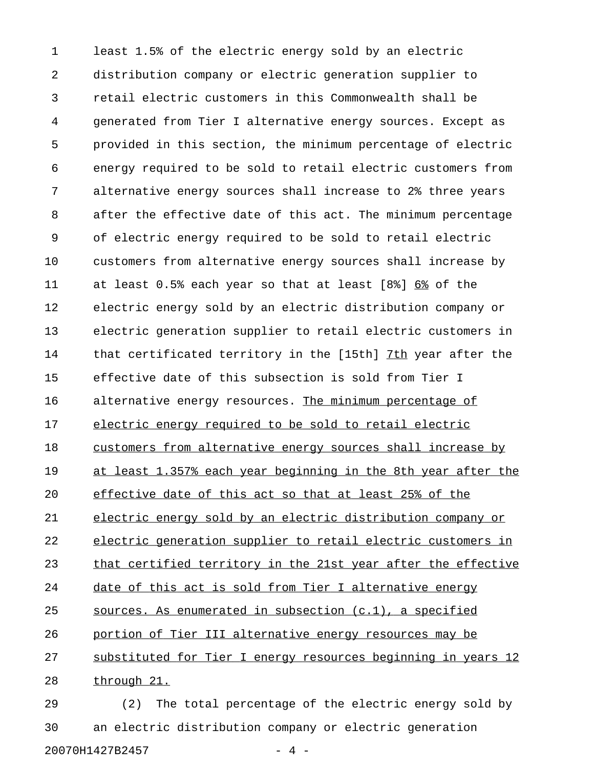least 1.5% of the electric energy sold by an electric distribution company or electric generation supplier to retail electric customers in this Commonwealth shall be generated from Tier I alternative energy sources. Except as provided in this section, the minimum percentage of electric energy required to be sold to retail electric customers from alternative energy sources shall increase to 2% three years after the effective date of this act. The minimum percentage of electric energy required to be sold to retail electric customers from alternative energy sources shall increase by at least 0.5% each year so that at least [8%] <u>6%</u> of the electric energy sold by an electric distribution company or electric generation supplier to retail electric customers in that certificated territory in the [15th] <u>7th</u> year after the effective date of this subsection is sold from Tier I alternative energy resources. <u>The minimum percentage of electric energy required to be sold to retail electric customers from alternative energy sources shall increase by at least 1.357% each year beginning in the 8th year after the effective date of this act so that at least 25% of the electric energy sold by an electric distribution company or electric generation supplier to retail electric customers in that certified territory in the 21st year after the effective date of this act is sold from Tier I alternative energy sources. As enumerated in subsection (c.1), a specified portion of Tier III alternative energy resources may be substituted for Tier I energy resources beginning in years 12 through 21.</u>

(2) The total percentage of the electric energy sold by an electric distribution company or electric generation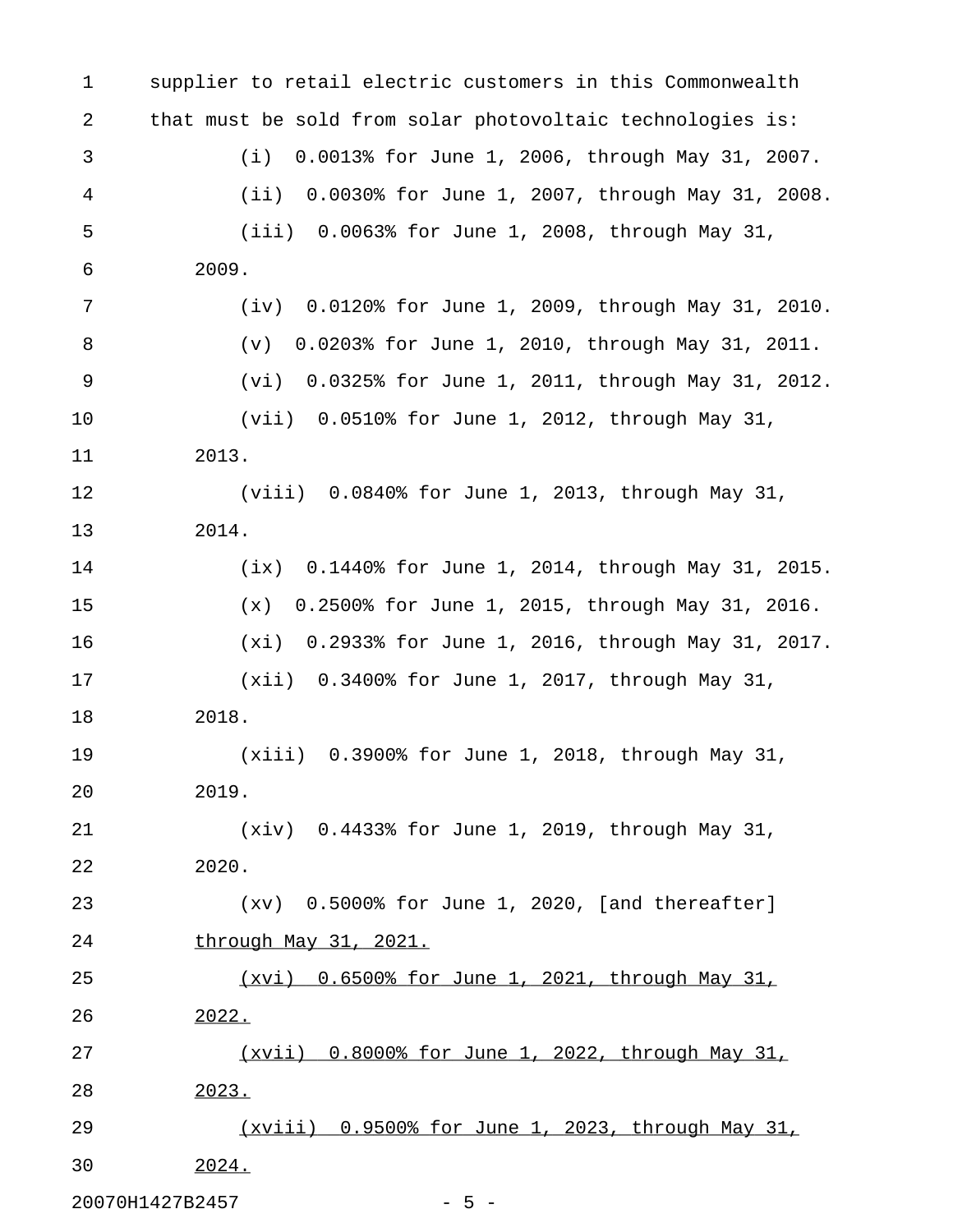supplier to retail electric customers in this Commonwealth that must be sold from solar photovoltaic technologies is:

(i) 0.0013% for June 1, 2006, through May 31, 2007.

(ii) 0.0030% for June 1, 2007, through May 31, 2008.

(iii) 0.0063% for June 1, 2008, through May 31, 2009.

(iv) 0.0120% for June 1, 2009, through May 31, 2010.

(v) 0.0203% for June 1, 2010, through May 31, 2011.

(vi) 0.0325% for June 1, 2011, through May 31, 2012.

(vii) 0.0510% for June 1, 2012, through May 31, 2013.

(viii) 0.0840% for June 1, 2013, through May 31, 2014.

(ix) 0.1440% for June 1, 2014, through May 31, 2015.

(x) 0.2500% for June 1, 2015, through May 31, 2016.

(xi) 0.2933% for June 1, 2016, through May 31, 2017.

(xii) 0.3400% for June 1, 2017, through May 31, 2018.

(xiii) 0.3900% for June 1, 2018, through May 31, 2019.

(xiv) 0.4433% for June 1, 2019, through May 31, 2020.

(xv) 0.5000% for June 1, 2020, [and thereafter] <u>through May 31, 2021.</u>

<u>(xvi) 0.6500% for June 1, 2021, through May 31, 2022.</u>

<u>(xvii) 0.8000% for June 1, 2022, through May 31, 2023.</u>

<u>(xviii) 0.9500% for June 1, 2023, through May 31, 2024.</u>

20070H1427B2457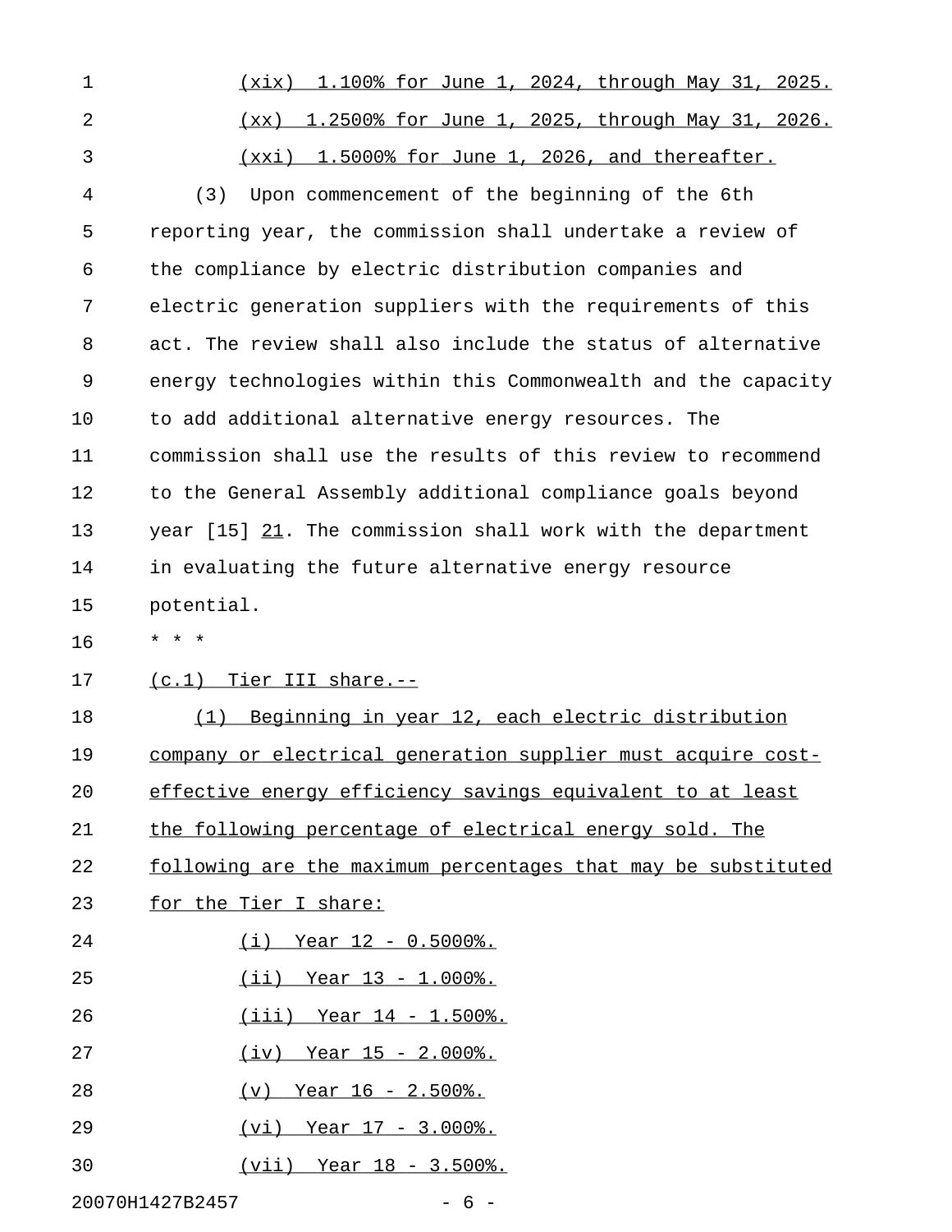(xix) 1.100% for June 1, 2024, through May 31, 2025.

(xx) 1.2500% for June 1, 2025, through May 31, 2026.

(xxi) 1.5000% for June 1, 2026, and thereafter.

(3) Upon commencement of the beginning of the 6th reporting year, the commission shall undertake a review of the compliance by electric distribution companies and electric generation suppliers with the requirements of this act. The review shall also include the status of alternative energy technologies within this Commonwealth and the capacity to add additional alternative energy resources. The commission shall use the results of this review to recommend to the General Assembly additional compliance goals beyond year [15] 21. The commission shall work with the department in evaluating the future alternative energy resource potential.

* * *

(c.1) Tier III share.--

(1) Beginning in year 12, each electric distribution company or electrical generation supplier must acquire cost-effective energy efficiency savings equivalent to at least the following percentage of electrical energy sold. The following are the maximum percentages that may be substituted for the Tier I share:

(i) Year 12 - 0.5000%.

(ii) Year 13 - 1.000%.

(iii) Year 14 - 1.500%.

(iv) Year 15 - 2.000%.

(v) Year 16 - 2.500%.

(vi) Year 17 - 3.000%.

(vii) Year 18 - 3.500%.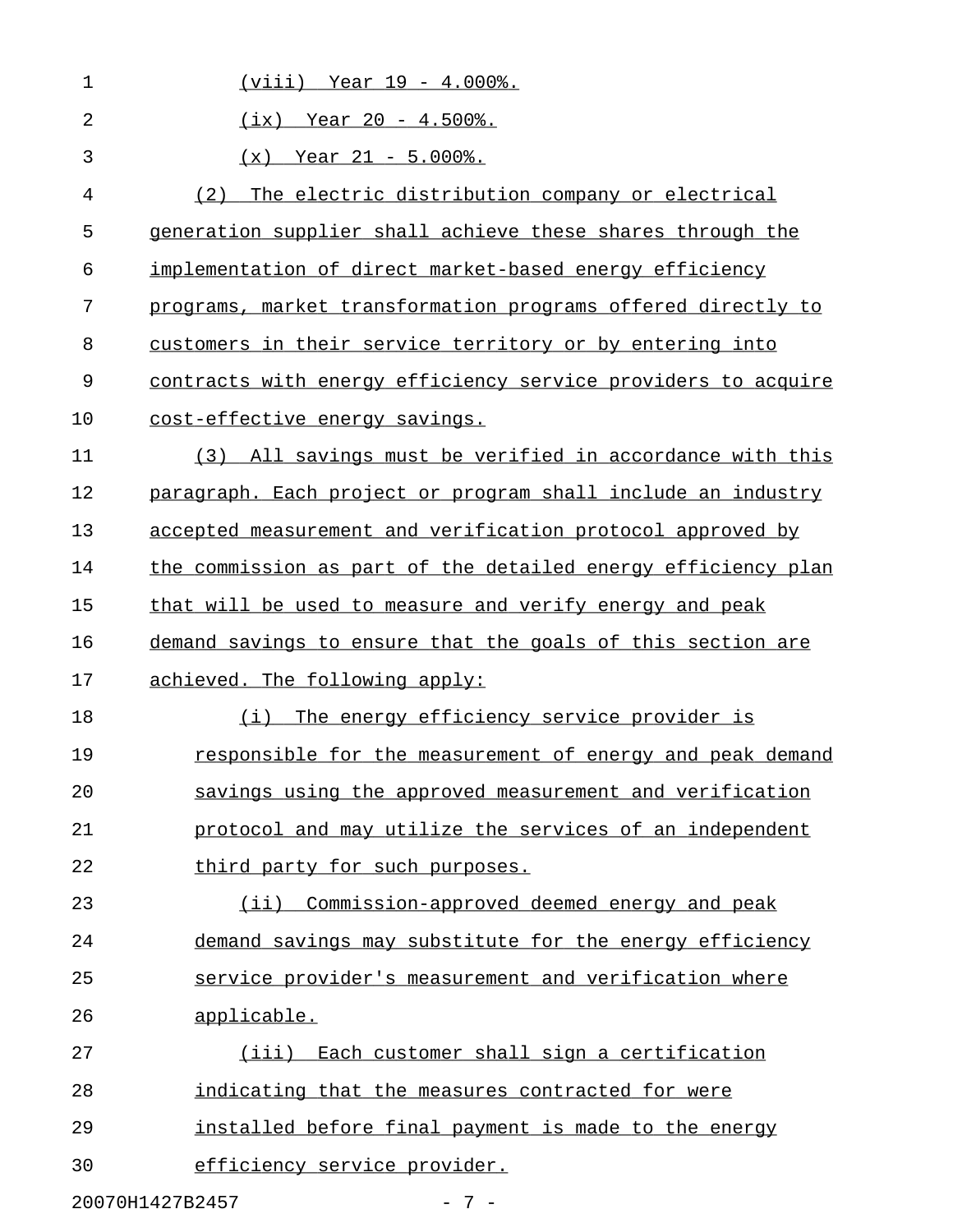(viii) Year 19 - 4.000%.

(ix) Year 20 - 4.500%.

(x) Year 21 - 5.000%.

(2) The electric distribution company or electrical generation supplier shall achieve these shares through the implementation of direct market-based energy efficiency programs, market transformation programs offered directly to customers in their service territory or by entering into contracts with energy efficiency service providers to acquire cost-effective energy savings.

(3) All savings must be verified in accordance with this paragraph. Each project or program shall include an industry accepted measurement and verification protocol approved by the commission as part of the detailed energy efficiency plan that will be used to measure and verify energy and peak demand savings to ensure that the goals of this section are achieved. The following apply:

(i) The energy efficiency service provider is responsible for the measurement of energy and peak demand savings using the approved measurement and verification protocol and may utilize the services of an independent third party for such purposes.

(ii) Commission-approved deemed energy and peak demand savings may substitute for the energy efficiency service provider's measurement and verification where applicable.

(iii) Each customer shall sign a certification indicating that the measures contracted for were installed before final payment is made to the energy efficiency service provider.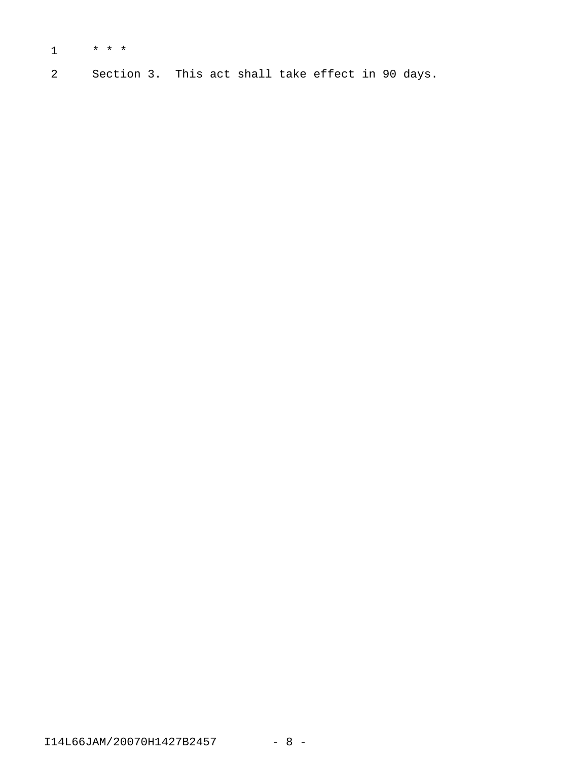* * *

Section 3. This act shall take effect in 90 days.